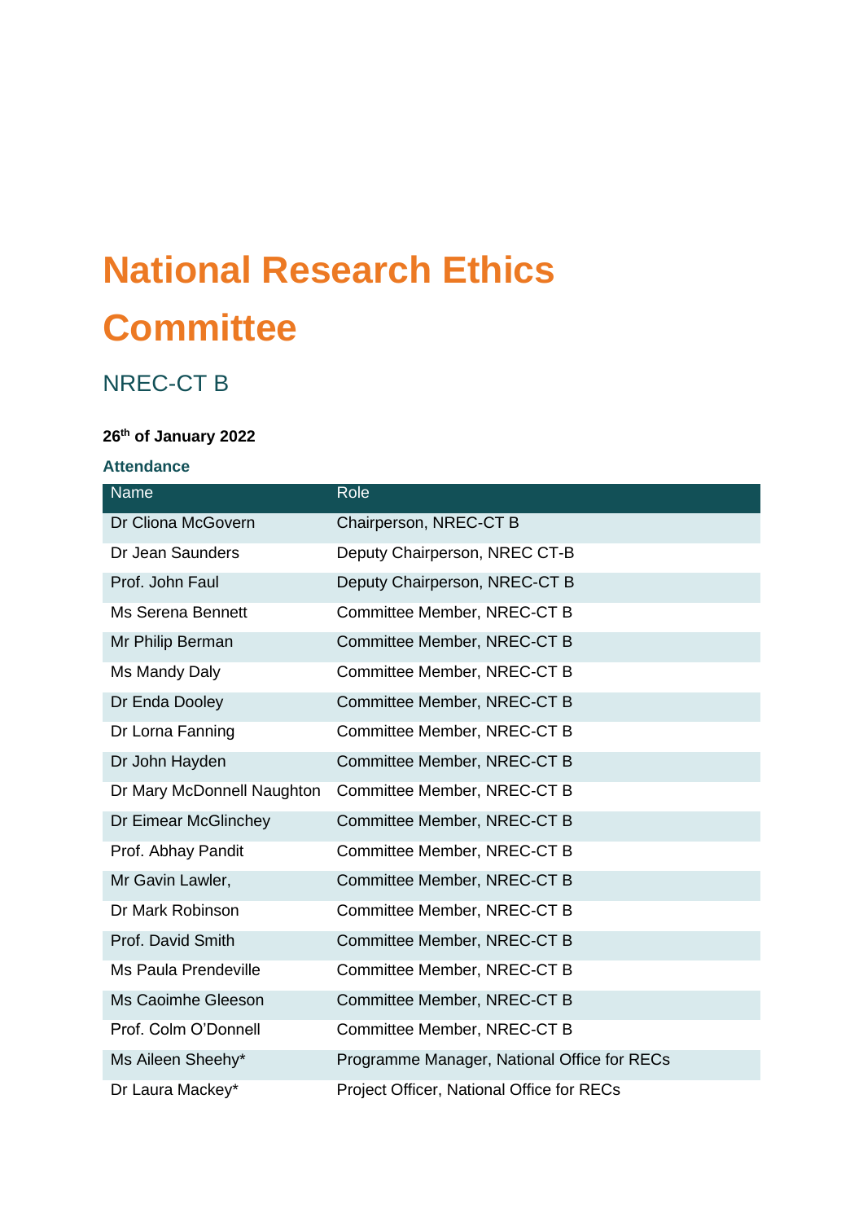# National Research Ethics Committee

## NREC-CT B

**26th of January 2022**

### Attendance

| Name | Role |
|---|---|
| Dr Cliona McGovern | Chairperson, NREC-CT B |
| Dr Jean Saunders | Deputy Chairperson, NREC CT-B |
| Prof. John Faul | Deputy Chairperson, NREC-CT B |
| Ms Serena Bennett | Committee Member, NREC-CT B |
| Mr Philip Berman | Committee Member, NREC-CT B |
| Ms Mandy Daly | Committee Member, NREC-CT B |
| Dr Enda Dooley | Committee Member, NREC-CT B |
| Dr Lorna Fanning | Committee Member, NREC-CT B |
| Dr John Hayden | Committee Member, NREC-CT B |
| Dr Mary McDonnell Naughton | Committee Member, NREC-CT B |
| Dr Eimear McGlinchey | Committee Member, NREC-CT B |
| Prof. Abhay Pandit | Committee Member, NREC-CT B |
| Mr Gavin Lawler, | Committee Member, NREC-CT B |
| Dr Mark Robinson | Committee Member, NREC-CT B |
| Prof. David Smith | Committee Member, NREC-CT B |
| Ms Paula Prendeville | Committee Member, NREC-CT B |
| Ms Caoimhe Gleeson | Committee Member, NREC-CT B |
| Prof. Colm O'Donnell | Committee Member, NREC-CT B |
| Ms Aileen Sheehy* | Programme Manager, National Office for RECs |
| Dr Laura Mackey* | Project Officer, National Office for RECs |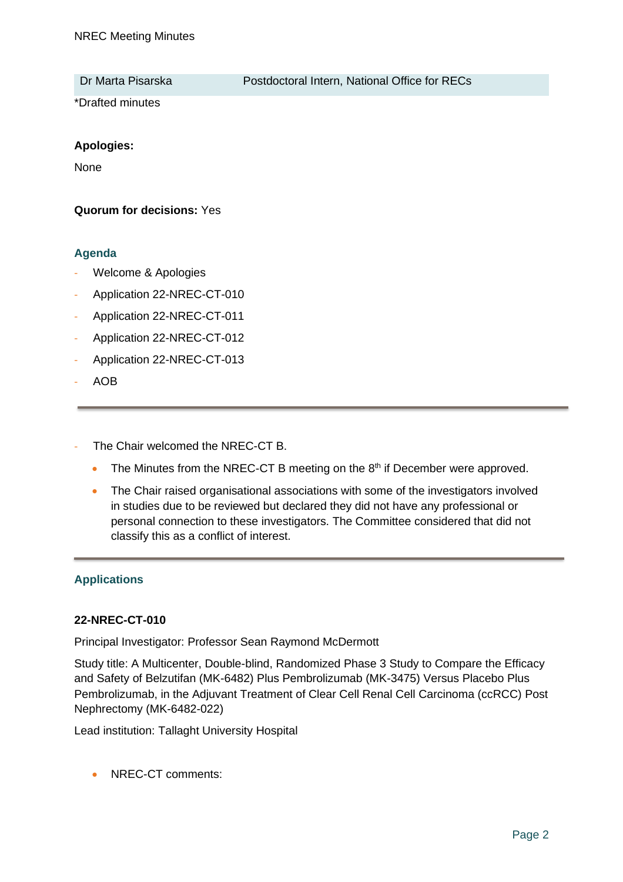| Dr Marta Pisarska | Postdoctoral Intern, National Office for RECs |
| --- | --- |

*Drafted minutes

**Apologies:**

None

**Quorum for decisions:** Yes

## Agenda

- Welcome & Apologies
- Application 22-NREC-CT-010
- Application 22-NREC-CT-011
- Application 22-NREC-CT-012
- Application 22-NREC-CT-013
- AOB

---

- The Chair welcomed the NREC-CT B.
  - The Minutes from the NREC-CT B meeting on the 8th if December were approved.
  - The Chair raised organisational associations with some of the investigators involved in studies due to be reviewed but declared they did not have any professional or personal connection to these investigators. The Committee considered that did not classify this as a conflict of interest.

---

## Applications

**22-NREC-CT-010**

Principal Investigator: Professor Sean Raymond McDermott

Study title: A Multicenter, Double-blind, Randomized Phase 3 Study to Compare the Efficacy and Safety of Belzutifan (MK-6482) Plus Pembrolizumab (MK-3475) Versus Placebo Plus Pembrolizumab, in the Adjuvant Treatment of Clear Cell Renal Cell Carcinoma (ccRCC) Post Nephrectomy (MK-6482-022)

Lead institution: Tallaght University Hospital

- NREC-CT comments: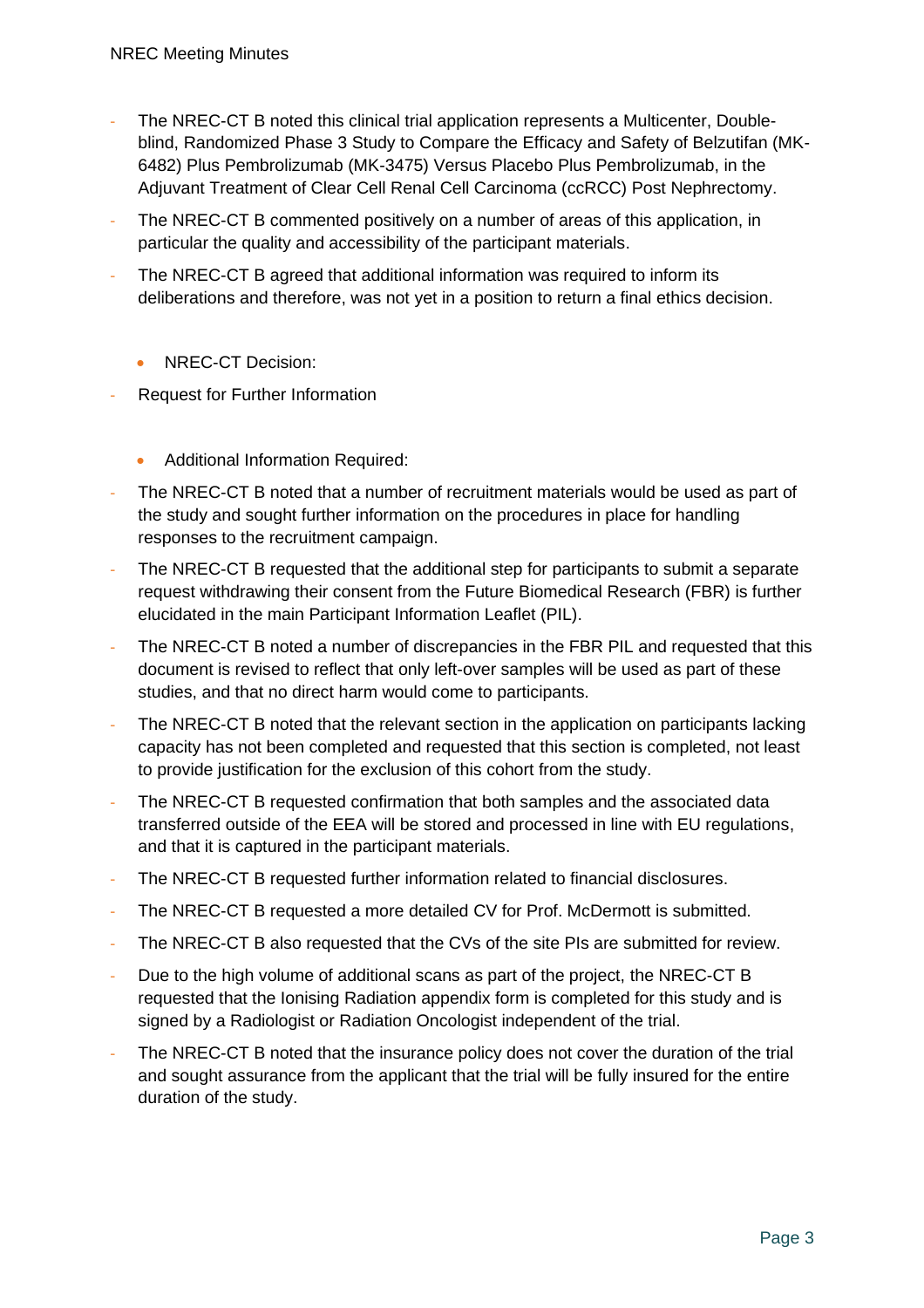- The NREC-CT B noted this clinical trial application represents a Multicenter, Double-blind, Randomized Phase 3 Study to Compare the Efficacy and Safety of Belzutifan (MK-6482) Plus Pembrolizumab (MK-3475) Versus Placebo Plus Pembrolizumab, in the Adjuvant Treatment of Clear Cell Renal Cell Carcinoma (ccRCC) Post Nephrectomy.
- The NREC-CT B commented positively on a number of areas of this application, in particular the quality and accessibility of the participant materials.
- The NREC-CT B agreed that additional information was required to inform its deliberations and therefore, was not yet in a position to return a final ethics decision.

  - NREC-CT Decision:

- Request for Further Information

  - Additional Information Required:

- The NREC-CT B noted that a number of recruitment materials would be used as part of the study and sought further information on the procedures in place for handling responses to the recruitment campaign.
- The NREC-CT B requested that the additional step for participants to submit a separate request withdrawing their consent from the Future Biomedical Research (FBR) is further elucidated in the main Participant Information Leaflet (PIL).
- The NREC-CT B noted a number of discrepancies in the FBR PIL and requested that this document is revised to reflect that only left-over samples will be used as part of these studies, and that no direct harm would come to participants.
- The NREC-CT B noted that the relevant section in the application on participants lacking capacity has not been completed and requested that this section is completed, not least to provide justification for the exclusion of this cohort from the study.
- The NREC-CT B requested confirmation that both samples and the associated data transferred outside of the EEA will be stored and processed in line with EU regulations, and that it is captured in the participant materials.
- The NREC-CT B requested further information related to financial disclosures.
- The NREC-CT B requested a more detailed CV for Prof. McDermott is submitted.
- The NREC-CT B also requested that the CVs of the site PIs are submitted for review.
- Due to the high volume of additional scans as part of the project, the NREC-CT B requested that the Ionising Radiation appendix form is completed for this study and is signed by a Radiologist or Radiation Oncologist independent of the trial.
- The NREC-CT B noted that the insurance policy does not cover the duration of the trial and sought assurance from the applicant that the trial will be fully insured for the entire duration of the study.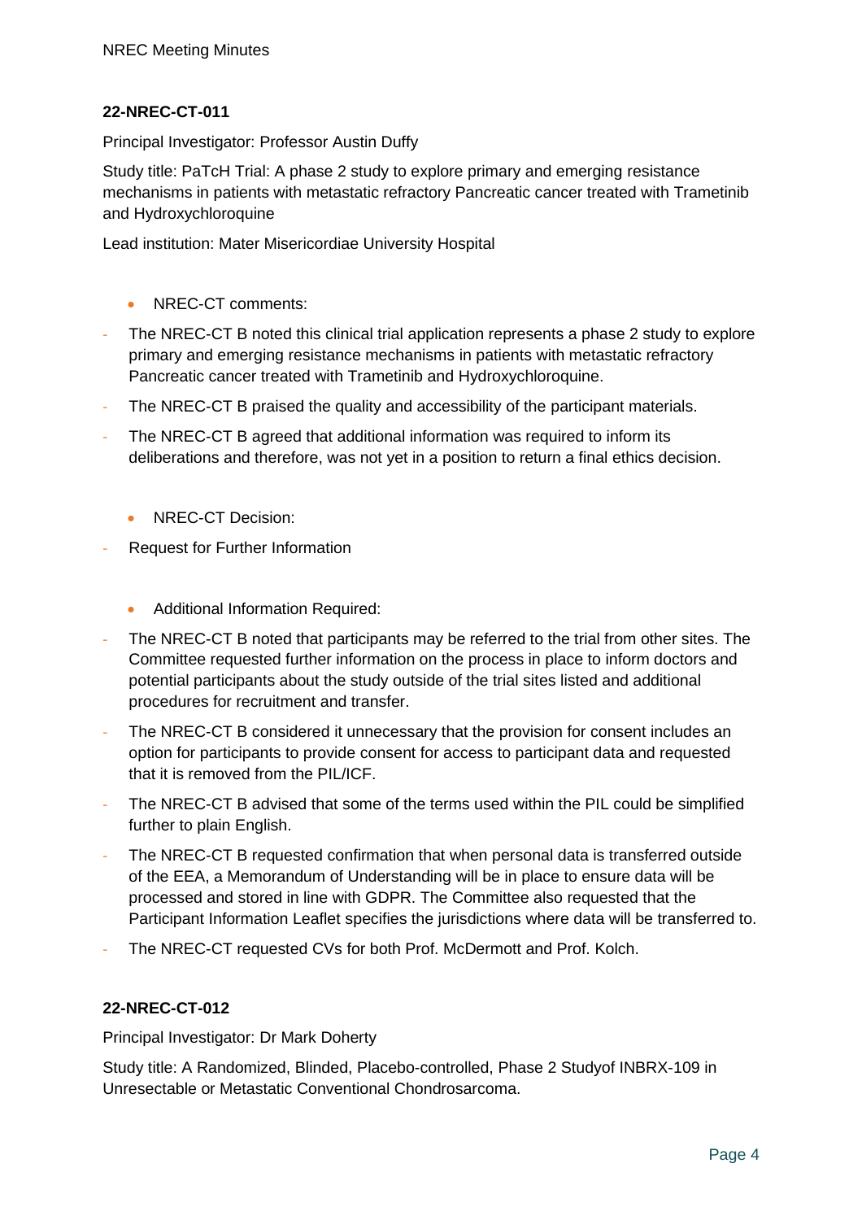**22-NREC-CT-011**

Principal Investigator: Professor Austin Duffy

Study title: PaTcH Trial: A phase 2 study to explore primary and emerging resistance mechanisms in patients with metastatic refractory Pancreatic cancer treated with Trametinib and Hydroxychloroquine

Lead institution: Mater Misericordiae University Hospital

- NREC-CT comments:

- The NREC-CT B noted this clinical trial application represents a phase 2 study to explore primary and emerging resistance mechanisms in patients with metastatic refractory Pancreatic cancer treated with Trametinib and Hydroxychloroquine.
- The NREC-CT B praised the quality and accessibility of the participant materials.
- The NREC-CT B agreed that additional information was required to inform its deliberations and therefore, was not yet in a position to return a final ethics decision.

- NREC-CT Decision:

- Request for Further Information

- Additional Information Required:

- The NREC-CT B noted that participants may be referred to the trial from other sites. The Committee requested further information on the process in place to inform doctors and potential participants about the study outside of the trial sites listed and additional procedures for recruitment and transfer.
- The NREC-CT B considered it unnecessary that the provision for consent includes an option for participants to provide consent for access to participant data and requested that it is removed from the PIL/ICF.
- The NREC-CT B advised that some of the terms used within the PIL could be simplified further to plain English.
- The NREC-CT B requested confirmation that when personal data is transferred outside of the EEA, a Memorandum of Understanding will be in place to ensure data will be processed and stored in line with GDPR. The Committee also requested that the Participant Information Leaflet specifies the jurisdictions where data will be transferred to.
- The NREC-CT requested CVs for both Prof. McDermott and Prof. Kolch.

**22-NREC-CT-012**

Principal Investigator: Dr Mark Doherty

Study title: A Randomized, Blinded, Placebo-controlled, Phase 2 Studyof INBRX-109 in Unresectable or Metastatic Conventional Chondrosarcoma.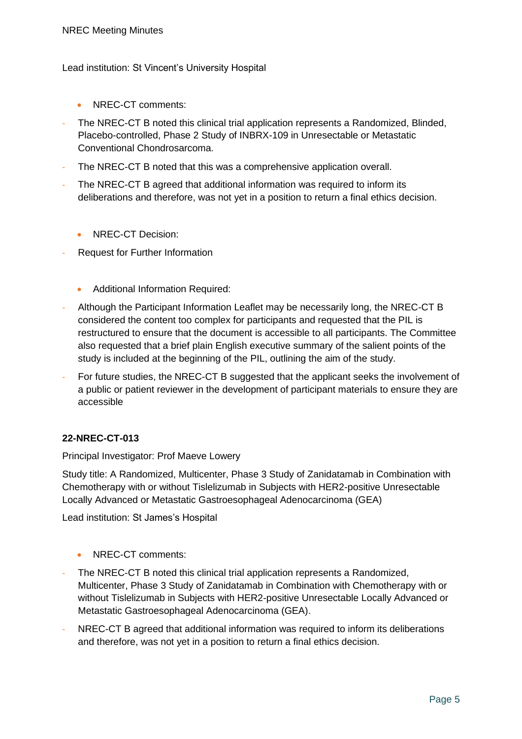Lead institution: St Vincent's University Hospital

- NREC-CT comments:

- The NREC-CT B noted this clinical trial application represents a Randomized, Blinded, Placebo-controlled, Phase 2 Study of INBRX-109 in Unresectable or Metastatic Conventional Chondrosarcoma.
- The NREC-CT B noted that this was a comprehensive application overall.
- The NREC-CT B agreed that additional information was required to inform its deliberations and therefore, was not yet in a position to return a final ethics decision.

- NREC-CT Decision:

- Request for Further Information

- Additional Information Required:

- Although the Participant Information Leaflet may be necessarily long, the NREC-CT B considered the content too complex for participants and requested that the PIL is restructured to ensure that the document is accessible to all participants. The Committee also requested that a brief plain English executive summary of the salient points of the study is included at the beginning of the PIL, outlining the aim of the study.
- For future studies, the NREC-CT B suggested that the applicant seeks the involvement of a public or patient reviewer in the development of participant materials to ensure they are accessible

**22-NREC-CT-013**

Principal Investigator: Prof Maeve Lowery

Study title: A Randomized, Multicenter, Phase 3 Study of Zanidatamab in Combination with Chemotherapy with or without Tislelizumab in Subjects with HER2-positive Unresectable Locally Advanced or Metastatic Gastroesophageal Adenocarcinoma (GEA)

Lead institution: St James's Hospital

- NREC-CT comments:

- The NREC-CT B noted this clinical trial application represents a Randomized, Multicenter, Phase 3 Study of Zanidatamab in Combination with Chemotherapy with or without Tislelizumab in Subjects with HER2-positive Unresectable Locally Advanced or Metastatic Gastroesophageal Adenocarcinoma (GEA).
- NREC-CT B agreed that additional information was required to inform its deliberations and therefore, was not yet in a position to return a final ethics decision.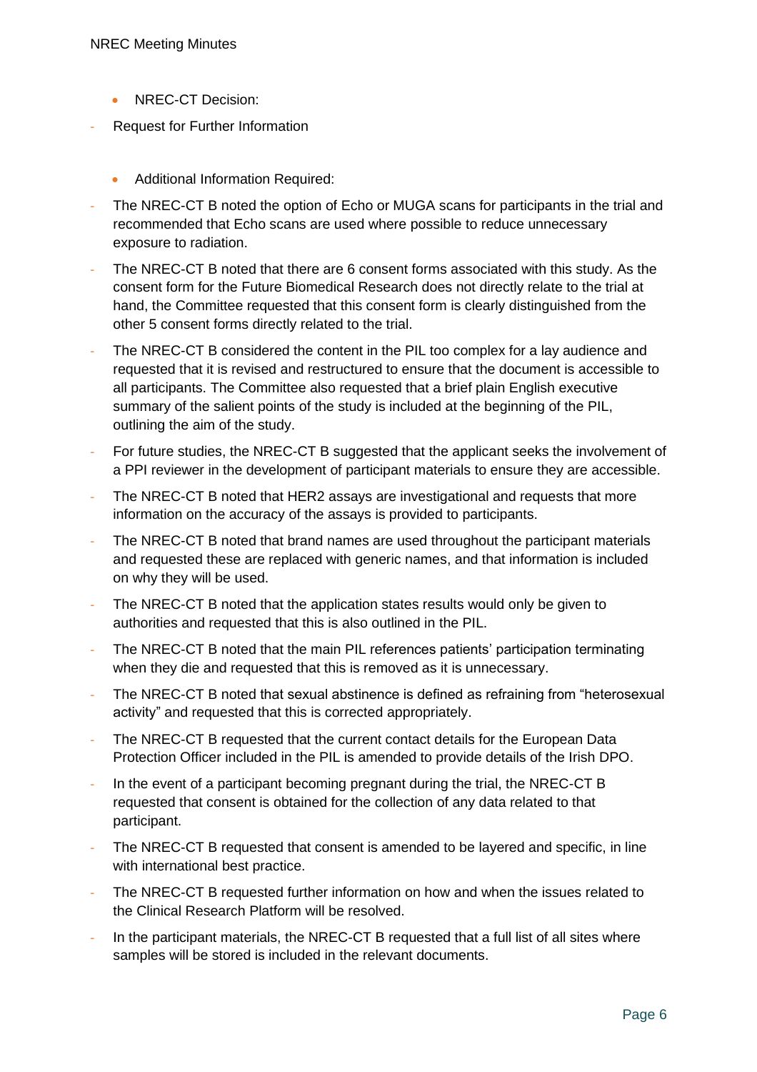- NREC-CT Decision:

- Request for Further Information

- Additional Information Required:

- The NREC-CT B noted the option of Echo or MUGA scans for participants in the trial and recommended that Echo scans are used where possible to reduce unnecessary exposure to radiation.
- The NREC-CT B noted that there are 6 consent forms associated with this study. As the consent form for the Future Biomedical Research does not directly relate to the trial at hand, the Committee requested that this consent form is clearly distinguished from the other 5 consent forms directly related to the trial.
- The NREC-CT B considered the content in the PIL too complex for a lay audience and requested that it is revised and restructured to ensure that the document is accessible to all participants. The Committee also requested that a brief plain English executive summary of the salient points of the study is included at the beginning of the PIL, outlining the aim of the study.
- For future studies, the NREC-CT B suggested that the applicant seeks the involvement of a PPI reviewer in the development of participant materials to ensure they are accessible.
- The NREC-CT B noted that HER2 assays are investigational and requests that more information on the accuracy of the assays is provided to participants.
- The NREC-CT B noted that brand names are used throughout the participant materials and requested these are replaced with generic names, and that information is included on why they will be used.
- The NREC-CT B noted that the application states results would only be given to authorities and requested that this is also outlined in the PIL.
- The NREC-CT B noted that the main PIL references patients' participation terminating when they die and requested that this is removed as it is unnecessary.
- The NREC-CT B noted that sexual abstinence is defined as refraining from "heterosexual activity" and requested that this is corrected appropriately.
- The NREC-CT B requested that the current contact details for the European Data Protection Officer included in the PIL is amended to provide details of the Irish DPO.
- In the event of a participant becoming pregnant during the trial, the NREC-CT B requested that consent is obtained for the collection of any data related to that participant.
- The NREC-CT B requested that consent is amended to be layered and specific, in line with international best practice.
- The NREC-CT B requested further information on how and when the issues related to the Clinical Research Platform will be resolved.
- In the participant materials, the NREC-CT B requested that a full list of all sites where samples will be stored is included in the relevant documents.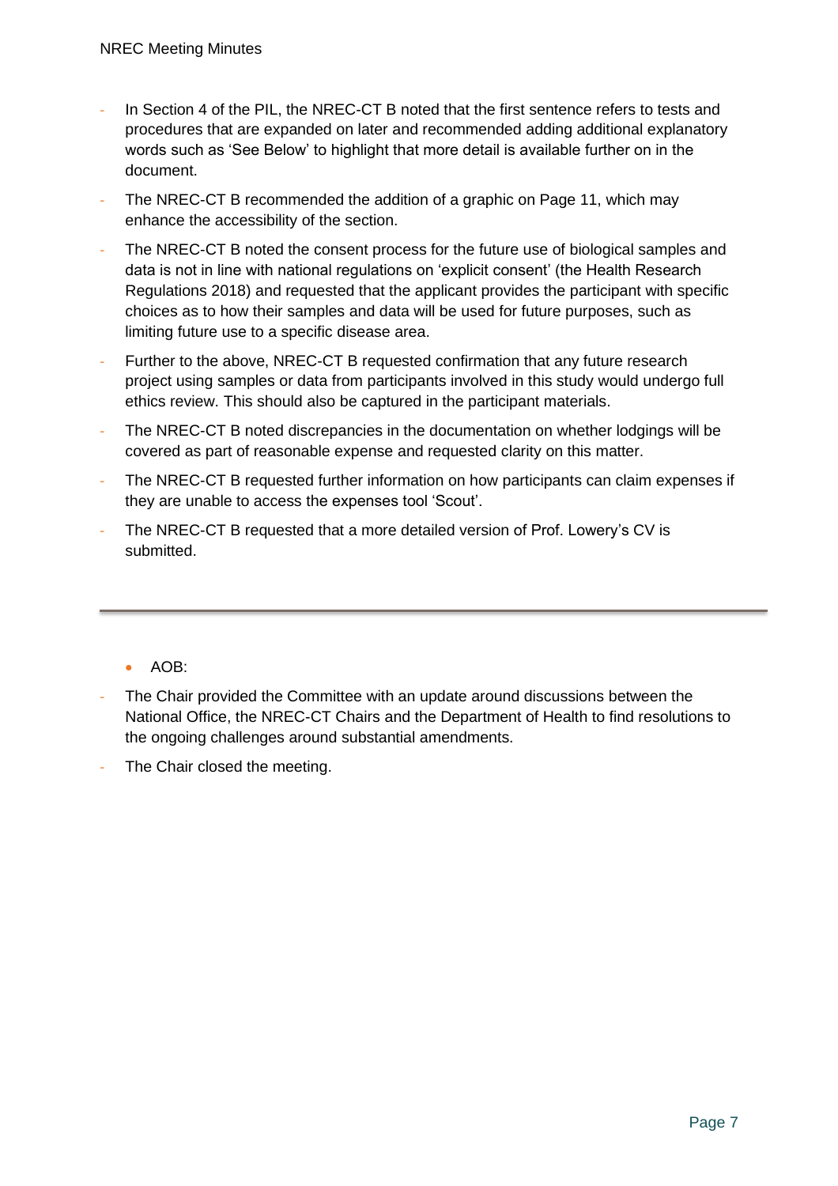- In Section 4 of the PIL, the NREC-CT B noted that the first sentence refers to tests and procedures that are expanded on later and recommended adding additional explanatory words such as 'See Below' to highlight that more detail is available further on in the document.
- The NREC-CT B recommended the addition of a graphic on Page 11, which may enhance the accessibility of the section.
- The NREC-CT B noted the consent process for the future use of biological samples and data is not in line with national regulations on 'explicit consent' (the Health Research Regulations 2018) and requested that the applicant provides the participant with specific choices as to how their samples and data will be used for future purposes, such as limiting future use to a specific disease area.
- Further to the above, NREC-CT B requested confirmation that any future research project using samples or data from participants involved in this study would undergo full ethics review. This should also be captured in the participant materials.
- The NREC-CT B noted discrepancies in the documentation on whether lodgings will be covered as part of reasonable expense and requested clarity on this matter.
- The NREC-CT B requested further information on how participants can claim expenses if they are unable to access the expenses tool 'Scout'.
- The NREC-CT B requested that a more detailed version of Prof. Lowery's CV is submitted.

---

- AOB:

- The Chair provided the Committee with an update around discussions between the National Office, the NREC-CT Chairs and the Department of Health to find resolutions to the ongoing challenges around substantial amendments.
- The Chair closed the meeting.